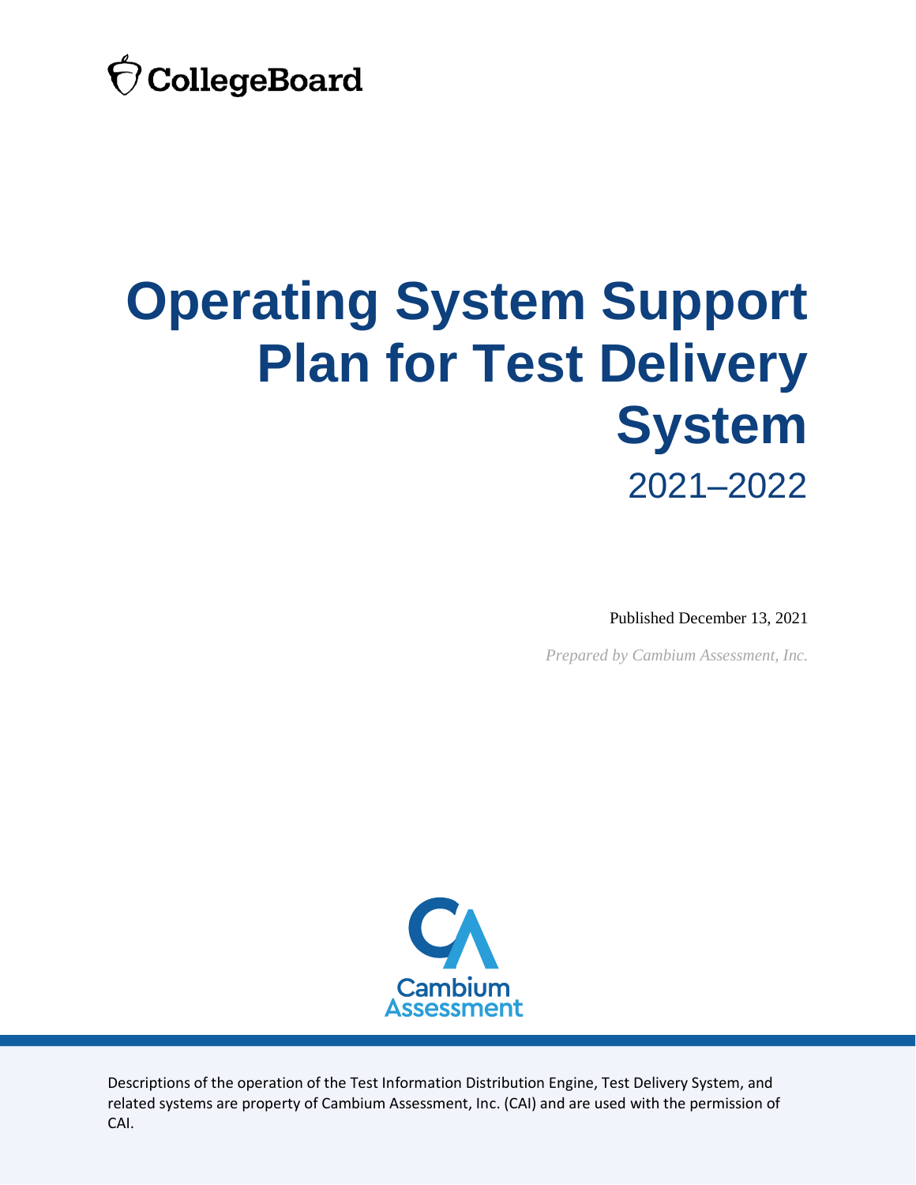CollegeBoard

# Operating System Support Plan for Test Delivery System

2021–2022

Published December 13, 2021

*Prepared by Cambium Assessment, Inc.*

Cambium Assessment

Descriptions of the operation of the Test Information Distribution Engine, Test Delivery System, and related systems are property of Cambium Assessment, Inc. (CAI) and are used with the permission of CAI.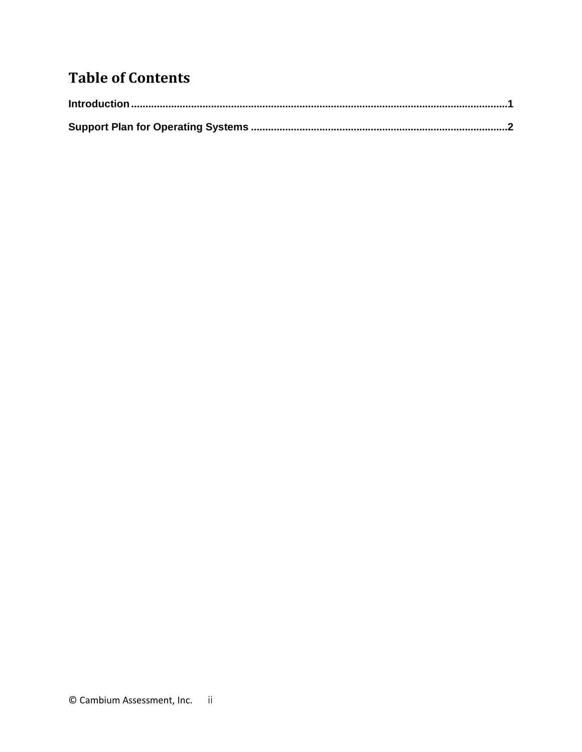# Table of Contents

**Introduction** .......................................................................................................................... **1**

**Support Plan for Operating Systems** ....................................................................................... **2**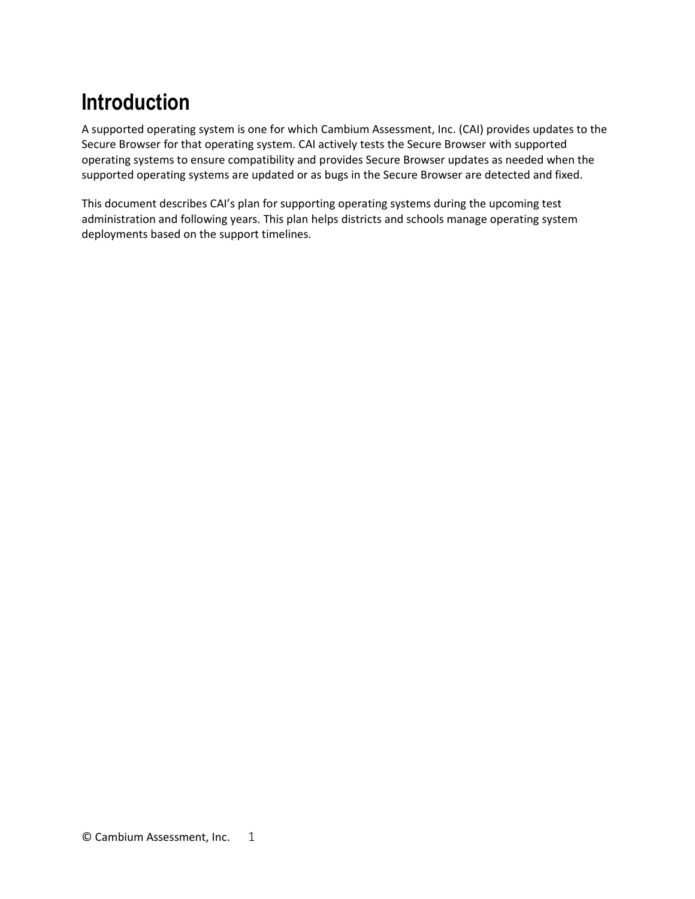# Introduction

A supported operating system is one for which Cambium Assessment, Inc. (CAI) provides updates to the Secure Browser for that operating system. CAI actively tests the Secure Browser with supported operating systems to ensure compatibility and provides Secure Browser updates as needed when the supported operating systems are updated or as bugs in the Secure Browser are detected and fixed.

This document describes CAI's plan for supporting operating systems during the upcoming test administration and following years. This plan helps districts and schools manage operating system deployments based on the support timelines.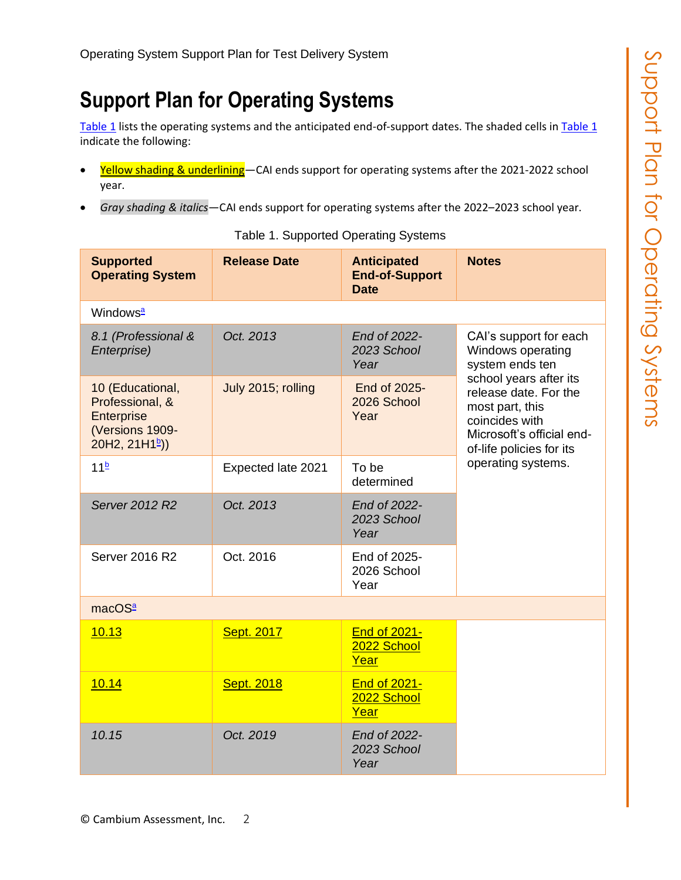# Support Plan for Operating Systems

Table 1 lists the operating systems and the anticipated end-of-support dates. The shaded cells in Table 1 indicate the following:

- Yellow shading & underlining—CAI ends support for operating systems after the 2021-2022 school year.
- *Gray shading & italics*—CAI ends support for operating systems after the 2022–2023 school year.

Table 1. Supported Operating Systems

| Supported Operating System | Release Date | Anticipated End-of-Support Date | Notes |
|---|---|---|---|
| Windows[a] | | | |
| *8.1 (Professional & Enterprise)* | *Oct. 2013* | *End of 2022-2023 School Year* | CAI's support for each Windows operating system ends ten school years after its release date. For the most part, this coincides with Microsoft's official end-of-life policies for its operating systems. |
| 10 (Educational, Professional, & Enterprise (Versions 1909-20H2, 21H1[b])) | July 2015; rolling | End of 2025-2026 School Year | |
| 11[b] | Expected late 2021 | To be determined | |
| *Server 2012 R2* | *Oct. 2013* | *End of 2022-2023 School Year* | |
| Server 2016 R2 | Oct. 2016 | End of 2025-2026 School Year | |
| macOS[a] | | | |
| 10.13 | Sept. 2017 | End of 2021-2022 School Year | |
| 10.14 | Sept. 2018 | End of 2021-2022 School Year | |
| *10.15* | *Oct. 2019* | *End of 2022-2023 School Year* | |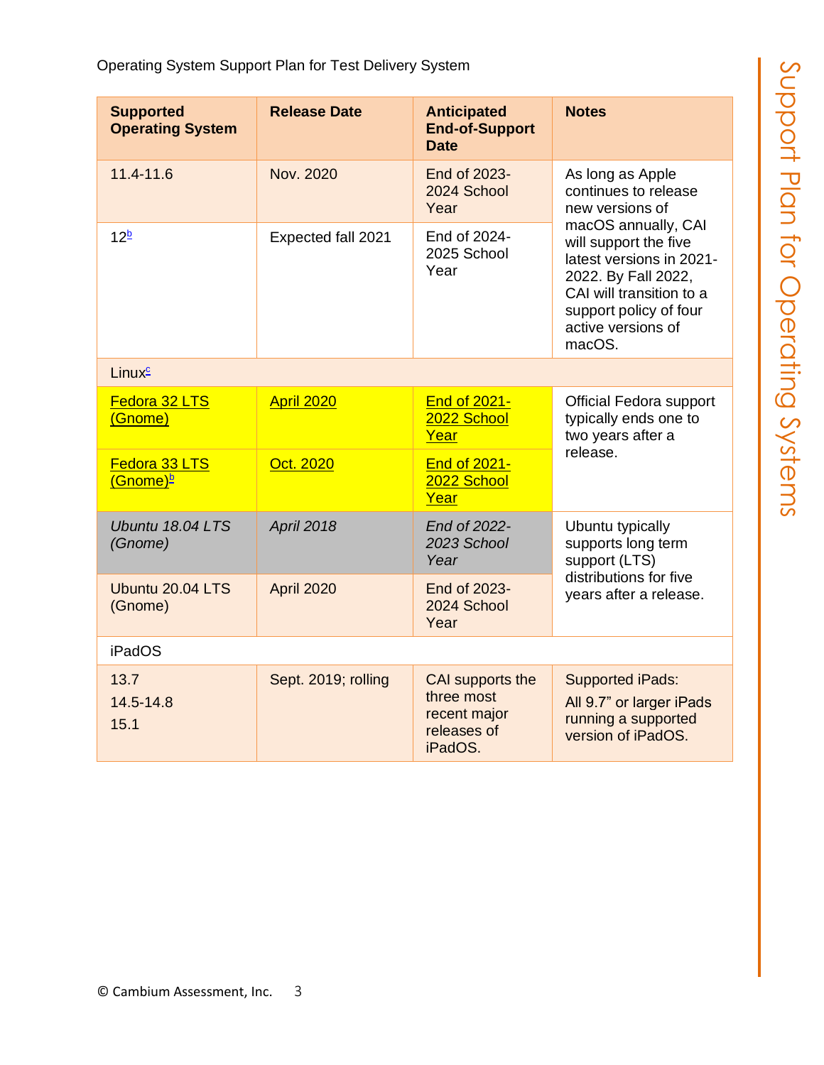Operating System Support Plan for Test Delivery System

| Supported Operating System | Release Date | Anticipated End-of-Support Date | Notes |
|---|---|---|---|
| 11.4-11.6 | Nov. 2020 | End of 2023-2024 School Year | As long as Apple continues to release new versions of macOS annually, CAI will support the five latest versions in 2021-2022. By Fall 2022, CAI will transition to a support policy of four active versions of macOS. |
| 12[b] | Expected fall 2021 | End of 2024-2025 School Year | |
| Linux[c] | | | |
| Fedora 32 LTS (Gnome) | April 2020 | End of 2021-2022 School Year | Official Fedora support typically ends one to two years after a release. |
| Fedora 33 LTS (Gnome)[b] | Oct. 2020 | End of 2021-2022 School Year | |
| *Ubuntu 18.04 LTS (Gnome)* | *April 2018* | *End of 2022-2023 School Year* | Ubuntu typically supports long term support (LTS) distributions for five years after a release. |
| Ubuntu 20.04 LTS (Gnome) | April 2020 | End of 2023-2024 School Year | |
| iPadOS | | | |
| 13.7<br>14.5-14.8<br>15.1 | Sept. 2019; rolling | CAI supports the three most recent major releases of iPadOS. | Supported iPads:<br>All 9.7” or larger iPads running a supported version of iPadOS. |

© Cambium Assessment, Inc.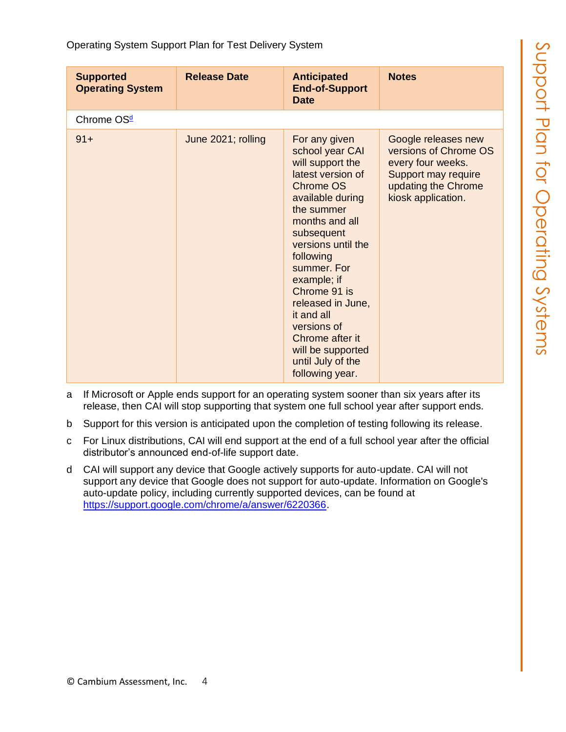Operating System Support Plan for Test Delivery System

| Supported Operating System | Release Date | Anticipated End-of-Support Date | Notes |
|---|---|---|---|
| Chrome OS[d] | | | |
| 91+ | June 2021; rolling | For any given school year CAI will support the latest version of Chrome OS available during the summer months and all subsequent versions until the following summer. For example; if Chrome 91 is released in June, it and all versions of Chrome after it will be supported until July of the following year. | Google releases new versions of Chrome OS every four weeks. Support may require updating the Chrome kiosk application. |

a If Microsoft or Apple ends support for an operating system sooner than six years after its release, then CAI will stop supporting that system one full school year after support ends.

b Support for this version is anticipated upon the completion of testing following its release.

c For Linux distributions, CAI will end support at the end of a full school year after the official distributor's announced end-of-life support date.

d CAI will support any device that Google actively supports for auto-update. CAI will not support any device that Google does not support for auto-update. Information on Google's auto-update policy, including currently supported devices, can be found at https://support.google.com/chrome/a/answer/6220366.